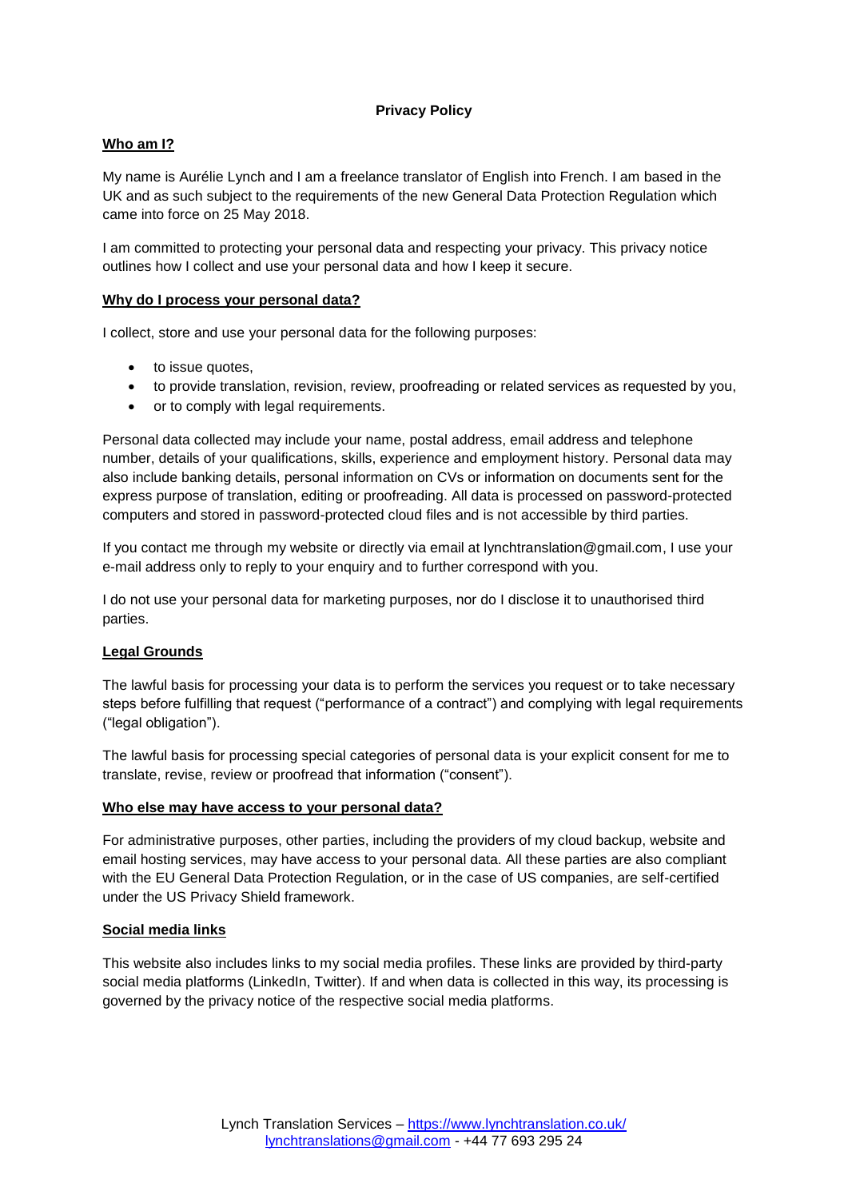# Privacy Policy

## Who am I?

My name is Aurélie Lynch and I am a freelance translator of English into French. I am based in the UK and as such subject to the requirements of the new General Data Protection Regulation which came into force on 25 May 2018.

I am committed to protecting your personal data and respecting your privacy. This privacy notice outlines how I collect and use your personal data and how I keep it secure.

## Why do I process your personal data?

I collect, store and use your personal data for the following purposes:

- to issue quotes,
- to provide translation, revision, review, proofreading or related services as requested by you,
- or to comply with legal requirements.

Personal data collected may include your name, postal address, email address and telephone number, details of your qualifications, skills, experience and employment history. Personal data may also include banking details, personal information on CVs or information on documents sent for the express purpose of translation, editing or proofreading. All data is processed on password-protected computers and stored in password-protected cloud files and is not accessible by third parties.

If you contact me through my website or directly via email at lynchtranslation@gmail.com, I use your e-mail address only to reply to your enquiry and to further correspond with you.

I do not use your personal data for marketing purposes, nor do I disclose it to unauthorised third parties.

## Legal Grounds

The lawful basis for processing your data is to perform the services you request or to take necessary steps before fulfilling that request ("performance of a contract") and complying with legal requirements ("legal obligation").

The lawful basis for processing special categories of personal data is your explicit consent for me to translate, revise, review or proofread that information ("consent").

## Who else may have access to your personal data?

For administrative purposes, other parties, including the providers of my cloud backup, website and email hosting services, may have access to your personal data. All these parties are also compliant with the EU General Data Protection Regulation, or in the case of US companies, are self-certified under the US Privacy Shield framework.

## Social media links

This website also includes links to my social media profiles. These links are provided by third-party social media platforms (LinkedIn, Twitter). If and when data is collected in this way, its processing is governed by the privacy notice of the respective social media platforms.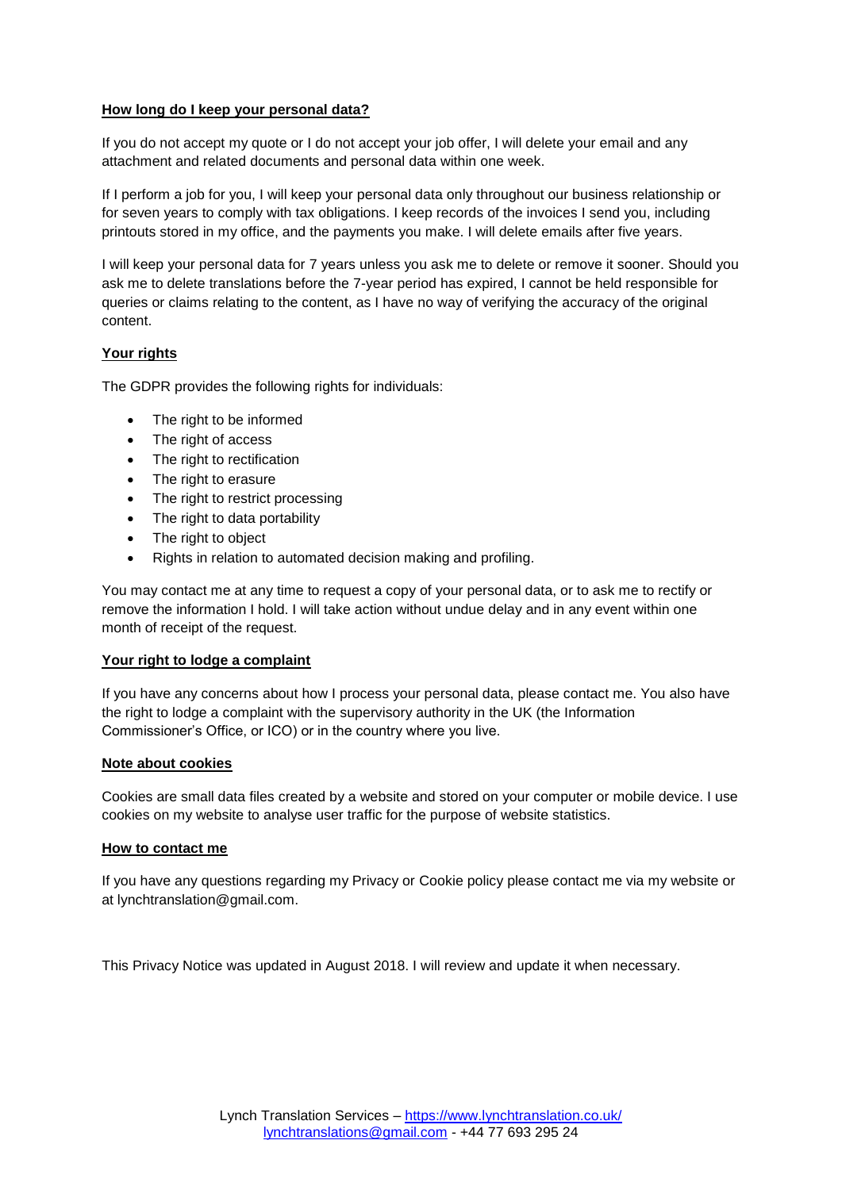## How long do I keep your personal data?

If you do not accept my quote or I do not accept your job offer, I will delete your email and any attachment and related documents and personal data within one week.

If I perform a job for you, I will keep your personal data only throughout our business relationship or for seven years to comply with tax obligations. I keep records of the invoices I send you, including printouts stored in my office, and the payments you make. I will delete emails after five years.

I will keep your personal data for 7 years unless you ask me to delete or remove it sooner. Should you ask me to delete translations before the 7-year period has expired, I cannot be held responsible for queries or claims relating to the content, as I have no way of verifying the accuracy of the original content.

## Your rights

The GDPR provides the following rights for individuals:

- The right to be informed
- The right of access
- The right to rectification
- The right to erasure
- The right to restrict processing
- The right to data portability
- The right to object
- Rights in relation to automated decision making and profiling.

You may contact me at any time to request a copy of your personal data, or to ask me to rectify or remove the information I hold. I will take action without undue delay and in any event within one month of receipt of the request.

## Your right to lodge a complaint

If you have any concerns about how I process your personal data, please contact me. You also have the right to lodge a complaint with the supervisory authority in the UK (the Information Commissioner's Office, or ICO) or in the country where you live.

## Note about cookies

Cookies are small data files created by a website and stored on your computer or mobile device. I use cookies on my website to analyse user traffic for the purpose of website statistics.

## How to contact me

If you have any questions regarding my Privacy or Cookie policy please contact me via my website or at lynchtranslation@gmail.com.

This Privacy Notice was updated in August 2018. I will review and update it when necessary.